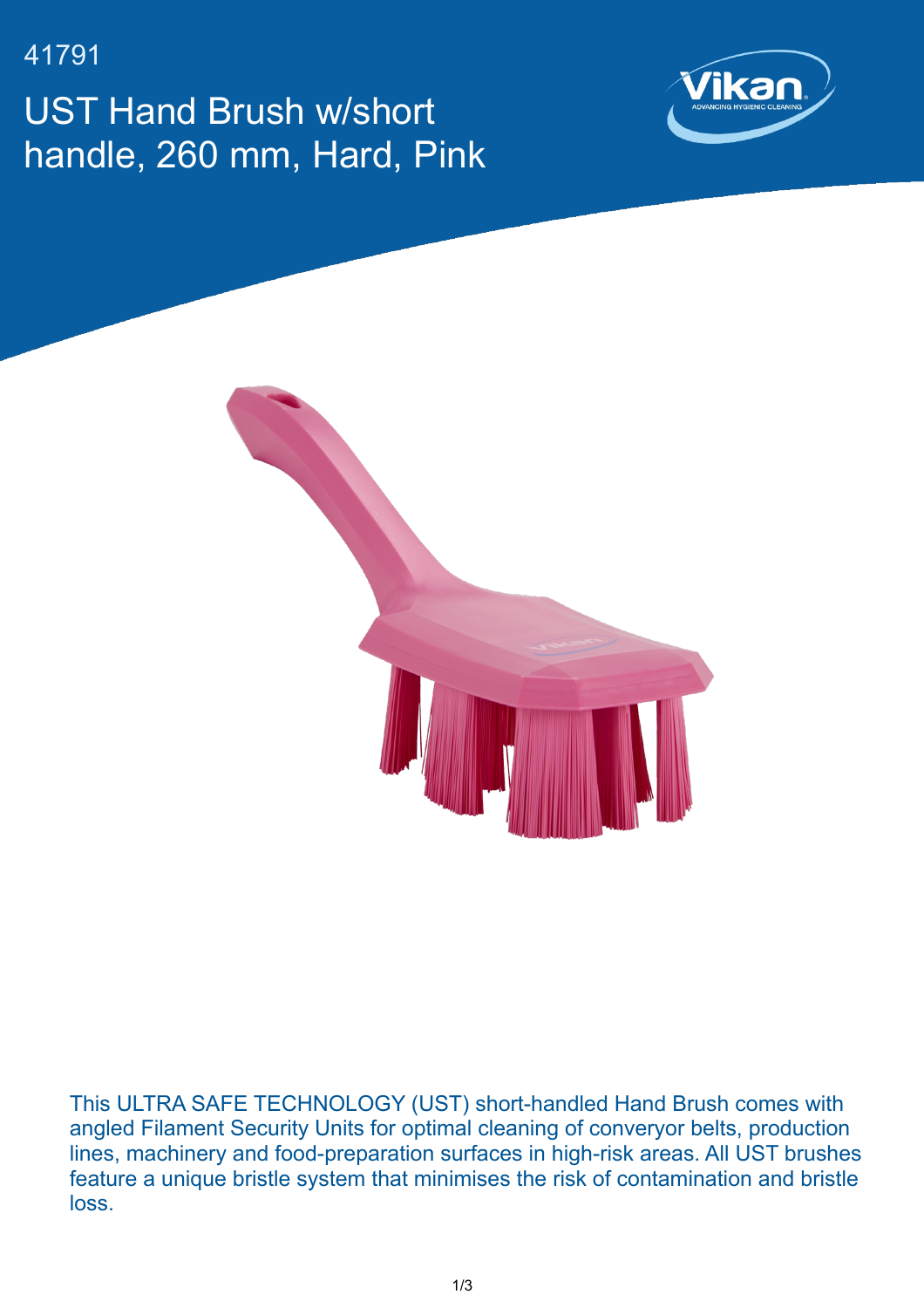41791

# UST Hand Brush w/short handle, 260 mm, Hard, Pink

This ULTRA SAFE TECHNOLOGY (UST) short-handled Hand Brush comes with angled Filament Security Units for optimal cleaning of converyor belts, production lines, machinery and food-preparation surfaces in high-risk areas. All UST brushes feature a unique bristle system that minimises the risk of contamination and bristle loss.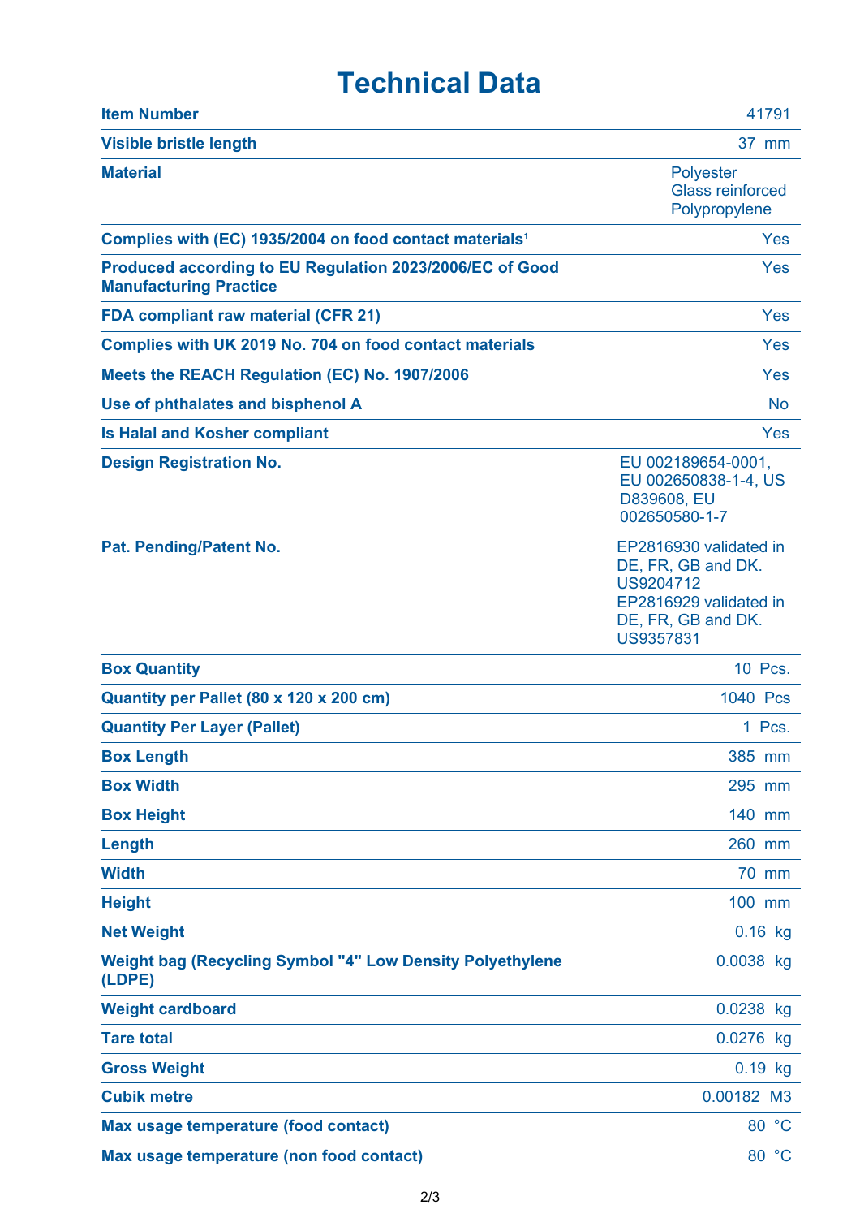# Technical Data

| | |
|---|---|
| **Item Number** | 41791 |
| **Visible bristle length** | 37 mm |
| **Material** | Polyester<br>Glass reinforced<br>Polypropylene |
| **Complies with (EC) 1935/2004 on food contact materials¹** | Yes |
| **Produced according to EU Regulation 2023/2006/EC of Good Manufacturing Practice** | Yes |
| **FDA compliant raw material (CFR 21)** | Yes |
| **Complies with UK 2019 No. 704 on food contact materials** | Yes |
| **Meets the REACH Regulation (EC) No. 1907/2006** | Yes |
| **Use of phthalates and bisphenol A** | No |
| **Is Halal and Kosher compliant** | Yes |
| **Design Registration No.** | EU 002189654-0001, EU 002650838-1-4, US D839608, EU 002650580-1-7 |
| **Pat. Pending/Patent No.** | EP2816930 validated in DE, FR, GB and DK. US9204712<br>EP2816929 validated in DE, FR, GB and DK. US9357831 |
| **Box Quantity** | 10 Pcs. |
| **Quantity per Pallet (80 x 120 x 200 cm)** | 1040 Pcs |
| **Quantity Per Layer (Pallet)** | 1 Pcs. |
| **Box Length** | 385 mm |
| **Box Width** | 295 mm |
| **Box Height** | 140 mm |
| **Length** | 260 mm |
| **Width** | 70 mm |
| **Height** | 100 mm |
| **Net Weight** | 0.16 kg |
| **Weight bag (Recycling Symbol "4" Low Density Polyethylene (LDPE)** | 0.0038 kg |
| **Weight cardboard** | 0.0238 kg |
| **Tare total** | 0.0276 kg |
| **Gross Weight** | 0.19 kg |
| **Cubik metre** | 0.00182 M3 |
| **Max usage temperature (food contact)** | 80 °C |
| **Max usage temperature (non food contact)** | 80 °C |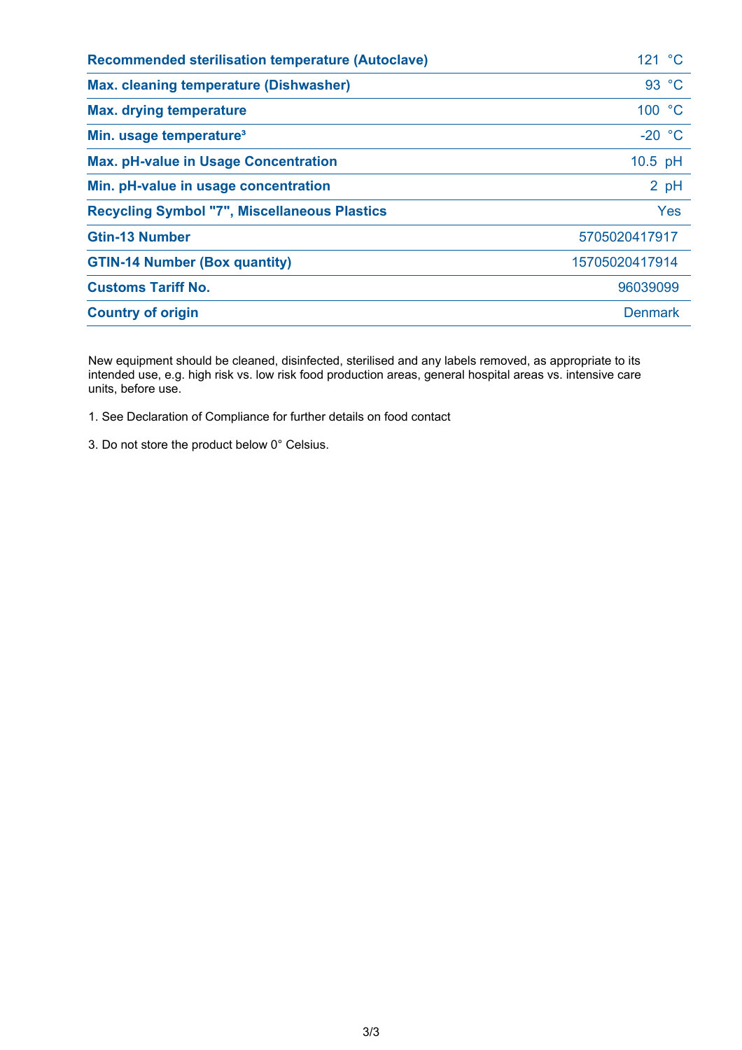| | |
|---|---|
| **Recommended sterilisation temperature (Autoclave)** | 121 °C |
| **Max. cleaning temperature (Dishwasher)** | 93 °C |
| **Max. drying temperature** | 100 °C |
| **Min. usage temperature[3]** | -20 °C |
| **Max. pH-value in Usage Concentration** | 10.5 pH |
| **Min. pH-value in usage concentration** | 2 pH |
| **Recycling Symbol "7", Miscellaneous Plastics** | Yes |
| **Gtin-13 Number** | 5705020417917 |
| **GTIN-14 Number (Box quantity)** | 15705020417914 |
| **Customs Tariff No.** | 96039099 |
| **Country of origin** | Denmark |

New equipment should be cleaned, disinfected, sterilised and any labels removed, as appropriate to its intended use, e.g. high risk vs. low risk food production areas, general hospital areas vs. intensive care units, before use.

1. See Declaration of Compliance for further details on food contact

3. Do not store the product below 0° Celsius.